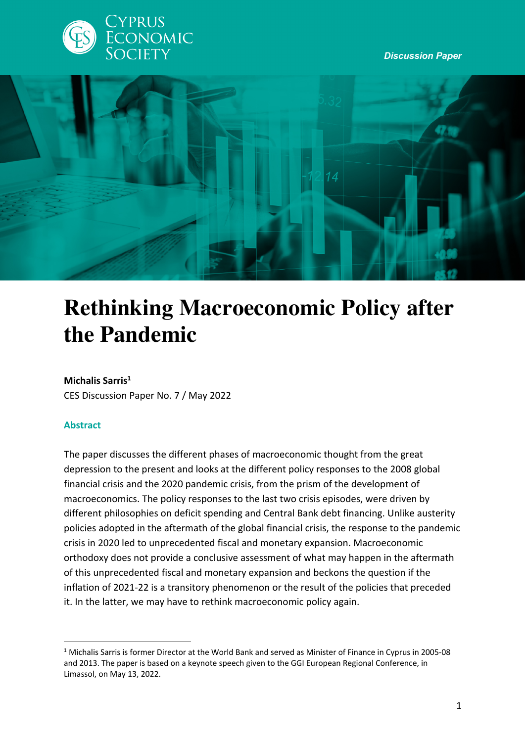Cyprus Economic Society

*Discussion Paper*

# Rethinking Macroeconomic Policy after the Pandemic

**Michalis Sarris**[1]

CES Discussion Paper No. 7 / May 2022

## Abstract

The paper discusses the different phases of macroeconomic thought from the great depression to the present and looks at the different policy responses to the 2008 global financial crisis and the 2020 pandemic crisis, from the prism of the development of macroeconomics. The policy responses to the last two crisis episodes, were driven by different philosophies on deficit spending and Central Bank debt financing. Unlike austerity policies adopted in the aftermath of the global financial crisis, the response to the pandemic crisis in 2020 led to unprecedented fiscal and monetary expansion. Macroeconomic orthodoxy does not provide a conclusive assessment of what may happen in the aftermath of this unprecedented fiscal and monetary expansion and beckons the question if the inflation of 2021-22 is a transitory phenomenon or the result of the policies that preceded it. In the latter, we may have to rethink macroeconomic policy again.

---

[1] Michalis Sarris is former Director at the World Bank and served as Minister of Finance in Cyprus in 2005-08 and 2013. The paper is based on a keynote speech given to the GGI European Regional Conference, in Limassol, on May 13, 2022.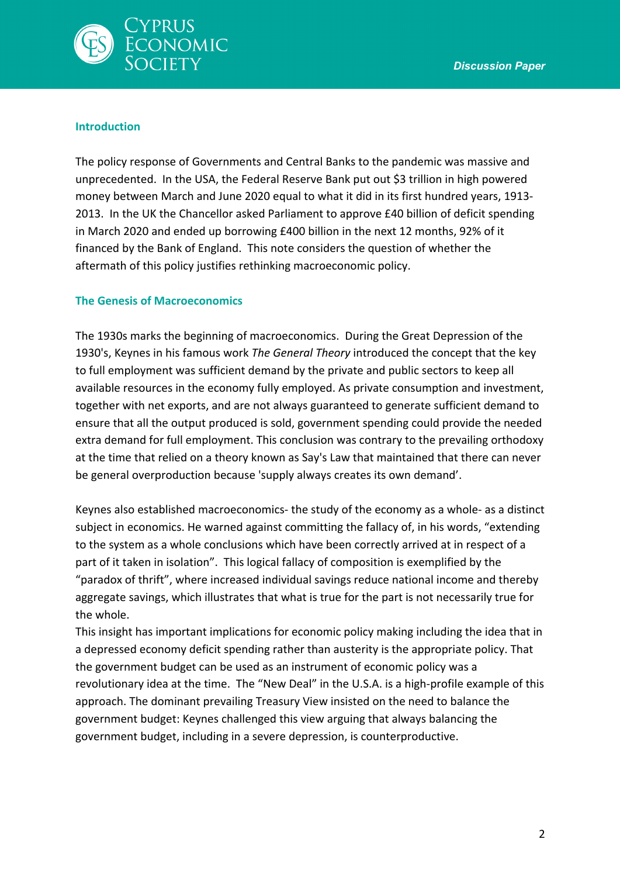## Introduction

The policy response of Governments and Central Banks to the pandemic was massive and unprecedented. In the USA, the Federal Reserve Bank put out $3 trillion in high powered money between March and June 2020 equal to what it did in its first hundred years, 1913-2013. In the UK the Chancellor asked Parliament to approve £40 billion of deficit spending in March 2020 and ended up borrowing £400 billion in the next 12 months, 92% of it financed by the Bank of England. This note considers the question of whether the aftermath of this policy justifies rethinking macroeconomic policy.

## The Genesis of Macroeconomics

The 1930s marks the beginning of macroeconomics. During the Great Depression of the 1930's, Keynes in his famous work *The General Theory* introduced the concept that the key to full employment was sufficient demand by the private and public sectors to keep all available resources in the economy fully employed. As private consumption and investment, together with net exports, and are not always guaranteed to generate sufficient demand to ensure that all the output produced is sold, government spending could provide the needed extra demand for full employment. This conclusion was contrary to the prevailing orthodoxy at the time that relied on a theory known as Say's Law that maintained that there can never be general overproduction because 'supply always creates its own demand'.

Keynes also established macroeconomics- the study of the economy as a whole- as a distinct subject in economics. He warned against committing the fallacy of, in his words, "extending to the system as a whole conclusions which have been correctly arrived at in respect of a part of it taken in isolation". This logical fallacy of composition is exemplified by the "paradox of thrift", where increased individual savings reduce national income and thereby aggregate savings, which illustrates that what is true for the part is not necessarily true for the whole.

This insight has important implications for economic policy making including the idea that in a depressed economy deficit spending rather than austerity is the appropriate policy. That the government budget can be used as an instrument of economic policy was a revolutionary idea at the time. The "New Deal" in the U.S.A. is a high-profile example of this approach. The dominant prevailing Treasury View insisted on the need to balance the government budget: Keynes challenged this view arguing that always balancing the government budget, including in a severe depression, is counterproductive.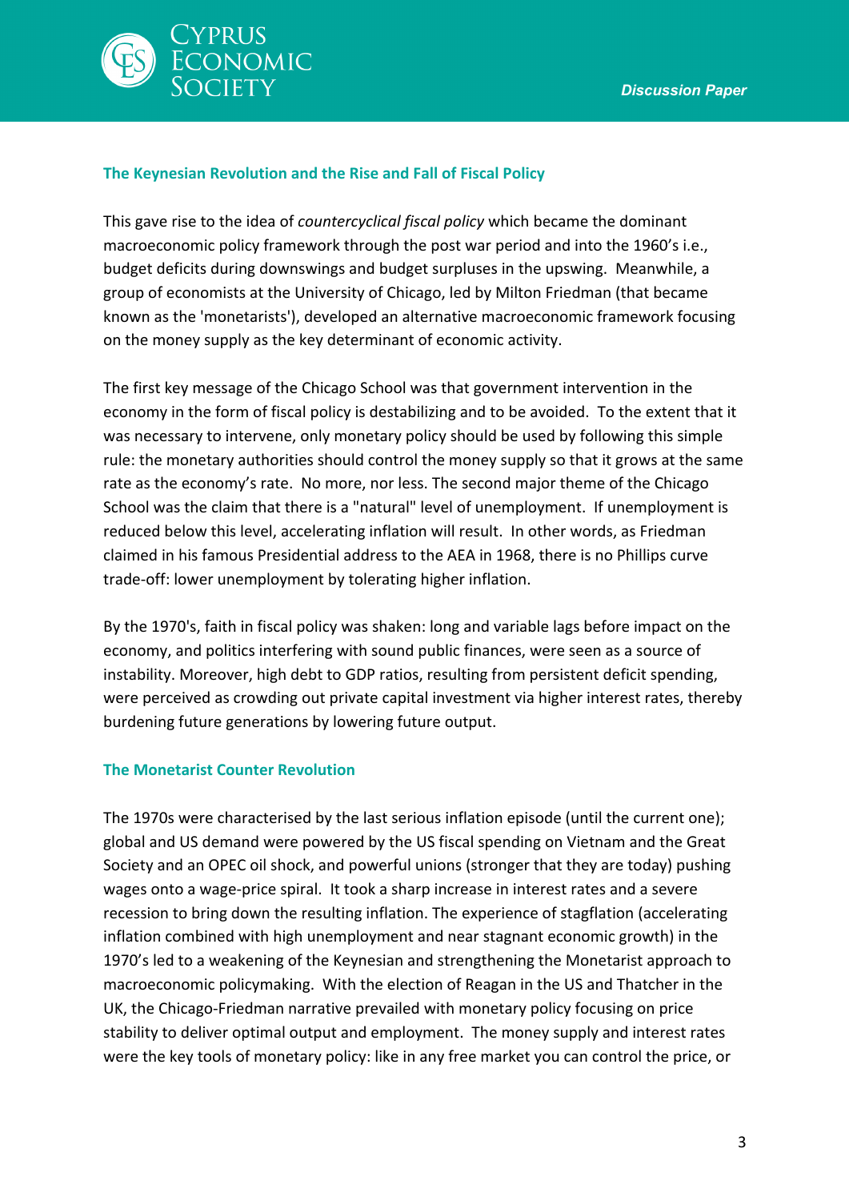## The Keynesian Revolution and the Rise and Fall of Fiscal Policy

This gave rise to the idea of *countercyclical fiscal policy* which became the dominant macroeconomic policy framework through the post war period and into the 1960's i.e., budget deficits during downswings and budget surpluses in the upswing. Meanwhile, a group of economists at the University of Chicago, led by Milton Friedman (that became known as the 'monetarists'), developed an alternative macroeconomic framework focusing on the money supply as the key determinant of economic activity.

The first key message of the Chicago School was that government intervention in the economy in the form of fiscal policy is destabilizing and to be avoided. To the extent that it was necessary to intervene, only monetary policy should be used by following this simple rule: the monetary authorities should control the money supply so that it grows at the same rate as the economy's rate. No more, nor less. The second major theme of the Chicago School was the claim that there is a "natural" level of unemployment. If unemployment is reduced below this level, accelerating inflation will result. In other words, as Friedman claimed in his famous Presidential address to the AEA in 1968, there is no Phillips curve trade-off: lower unemployment by tolerating higher inflation.

By the 1970's, faith in fiscal policy was shaken: long and variable lags before impact on the economy, and politics interfering with sound public finances, were seen as a source of instability. Moreover, high debt to GDP ratios, resulting from persistent deficit spending, were perceived as crowding out private capital investment via higher interest rates, thereby burdening future generations by lowering future output.

## The Monetarist Counter Revolution

The 1970s were characterised by the last serious inflation episode (until the current one); global and US demand were powered by the US fiscal spending on Vietnam and the Great Society and an OPEC oil shock, and powerful unions (stronger that they are today) pushing wages onto a wage-price spiral. It took a sharp increase in interest rates and a severe recession to bring down the resulting inflation. The experience of stagflation (accelerating inflation combined with high unemployment and near stagnant economic growth) in the 1970's led to a weakening of the Keynesian and strengthening the Monetarist approach to macroeconomic policymaking. With the election of Reagan in the US and Thatcher in the UK, the Chicago-Friedman narrative prevailed with monetary policy focusing on price stability to deliver optimal output and employment. The money supply and interest rates were the key tools of monetary policy: like in any free market you can control the price, or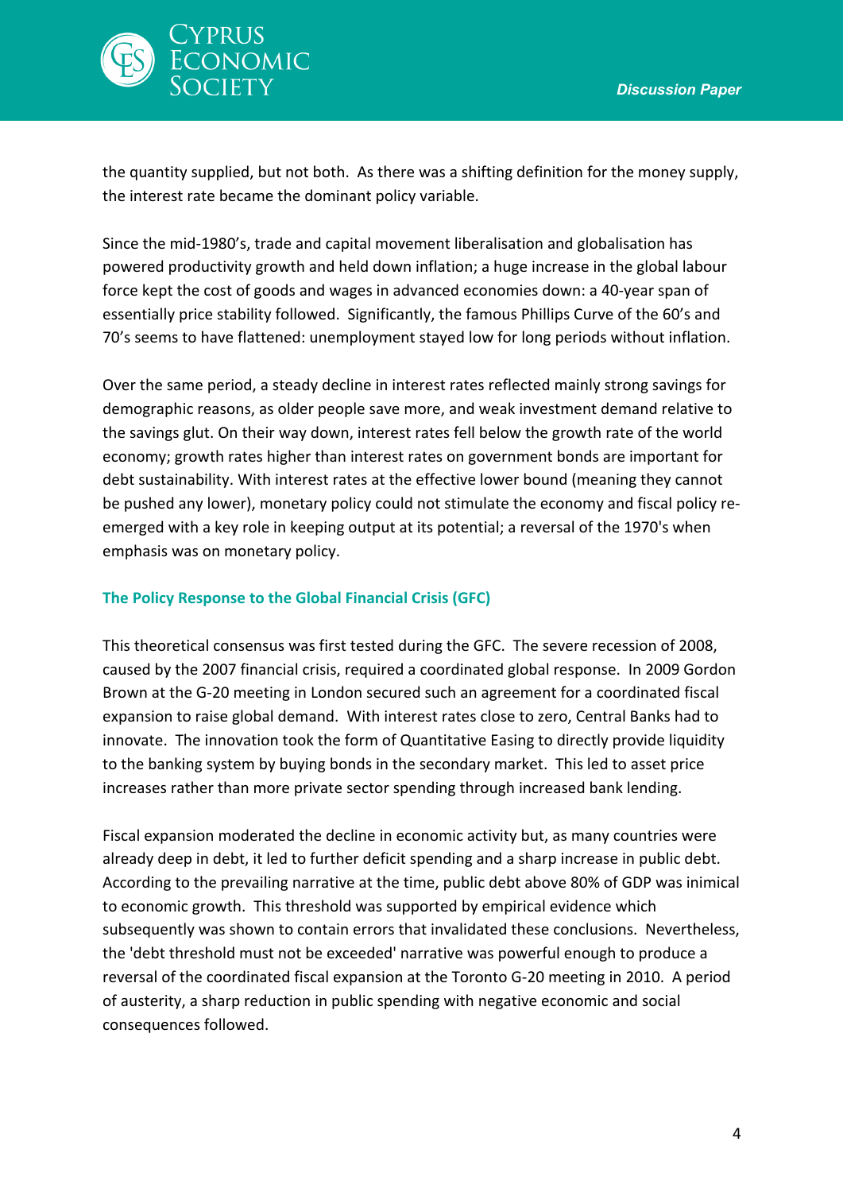the quantity supplied, but not both. As there was a shifting definition for the money supply, the interest rate became the dominant policy variable.

Since the mid-1980's, trade and capital movement liberalisation and globalisation has powered productivity growth and held down inflation; a huge increase in the global labour force kept the cost of goods and wages in advanced economies down: a 40-year span of essentially price stability followed. Significantly, the famous Phillips Curve of the 60's and 70's seems to have flattened: unemployment stayed low for long periods without inflation.

Over the same period, a steady decline in interest rates reflected mainly strong savings for demographic reasons, as older people save more, and weak investment demand relative to the savings glut. On their way down, interest rates fell below the growth rate of the world economy; growth rates higher than interest rates on government bonds are important for debt sustainability. With interest rates at the effective lower bound (meaning they cannot be pushed any lower), monetary policy could not stimulate the economy and fiscal policy re-emerged with a key role in keeping output at its potential; a reversal of the 1970's when emphasis was on monetary policy.

### The Policy Response to the Global Financial Crisis (GFC)

This theoretical consensus was first tested during the GFC. The severe recession of 2008, caused by the 2007 financial crisis, required a coordinated global response. In 2009 Gordon Brown at the G-20 meeting in London secured such an agreement for a coordinated fiscal expansion to raise global demand. With interest rates close to zero, Central Banks had to innovate. The innovation took the form of Quantitative Easing to directly provide liquidity to the banking system by buying bonds in the secondary market. This led to asset price increases rather than more private sector spending through increased bank lending.

Fiscal expansion moderated the decline in economic activity but, as many countries were already deep in debt, it led to further deficit spending and a sharp increase in public debt. According to the prevailing narrative at the time, public debt above 80% of GDP was inimical to economic growth. This threshold was supported by empirical evidence which subsequently was shown to contain errors that invalidated these conclusions. Nevertheless, the 'debt threshold must not be exceeded' narrative was powerful enough to produce a reversal of the coordinated fiscal expansion at the Toronto G-20 meeting in 2010. A period of austerity, a sharp reduction in public spending with negative economic and social consequences followed.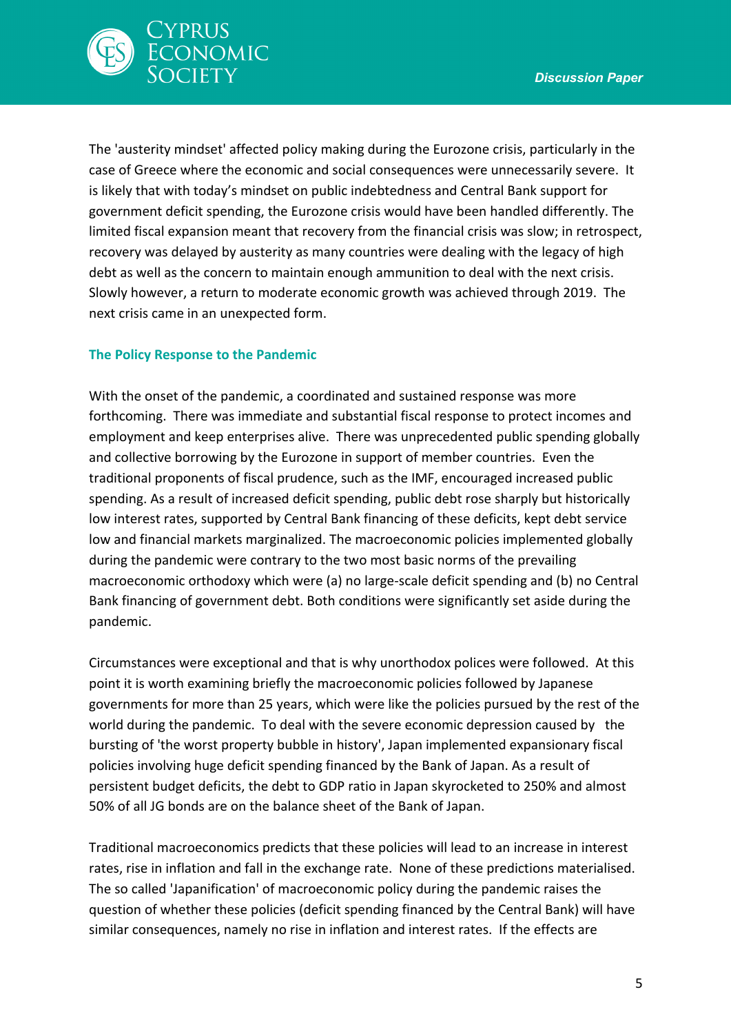The 'austerity mindset' affected policy making during the Eurozone crisis, particularly in the case of Greece where the economic and social consequences were unnecessarily severe. It is likely that with today's mindset on public indebtedness and Central Bank support for government deficit spending, the Eurozone crisis would have been handled differently. The limited fiscal expansion meant that recovery from the financial crisis was slow; in retrospect, recovery was delayed by austerity as many countries were dealing with the legacy of high debt as well as the concern to maintain enough ammunition to deal with the next crisis. Slowly however, a return to moderate economic growth was achieved through 2019. The next crisis came in an unexpected form.

## The Policy Response to the Pandemic

With the onset of the pandemic, a coordinated and sustained response was more forthcoming. There was immediate and substantial fiscal response to protect incomes and employment and keep enterprises alive. There was unprecedented public spending globally and collective borrowing by the Eurozone in support of member countries. Even the traditional proponents of fiscal prudence, such as the IMF, encouraged increased public spending. As a result of increased deficit spending, public debt rose sharply but historically low interest rates, supported by Central Bank financing of these deficits, kept debt service low and financial markets marginalized. The macroeconomic policies implemented globally during the pandemic were contrary to the two most basic norms of the prevailing macroeconomic orthodoxy which were (a) no large-scale deficit spending and (b) no Central Bank financing of government debt. Both conditions were significantly set aside during the pandemic.

Circumstances were exceptional and that is why unorthodox polices were followed. At this point it is worth examining briefly the macroeconomic policies followed by Japanese governments for more than 25 years, which were like the policies pursued by the rest of the world during the pandemic. To deal with the severe economic depression caused by the bursting of 'the worst property bubble in history', Japan implemented expansionary fiscal policies involving huge deficit spending financed by the Bank of Japan. As a result of persistent budget deficits, the debt to GDP ratio in Japan skyrocketed to 250% and almost 50% of all JG bonds are on the balance sheet of the Bank of Japan.

Traditional macroeconomics predicts that these policies will lead to an increase in interest rates, rise in inflation and fall in the exchange rate. None of these predictions materialised. The so called 'Japanification' of macroeconomic policy during the pandemic raises the question of whether these policies (deficit spending financed by the Central Bank) will have similar consequences, namely no rise in inflation and interest rates. If the effects are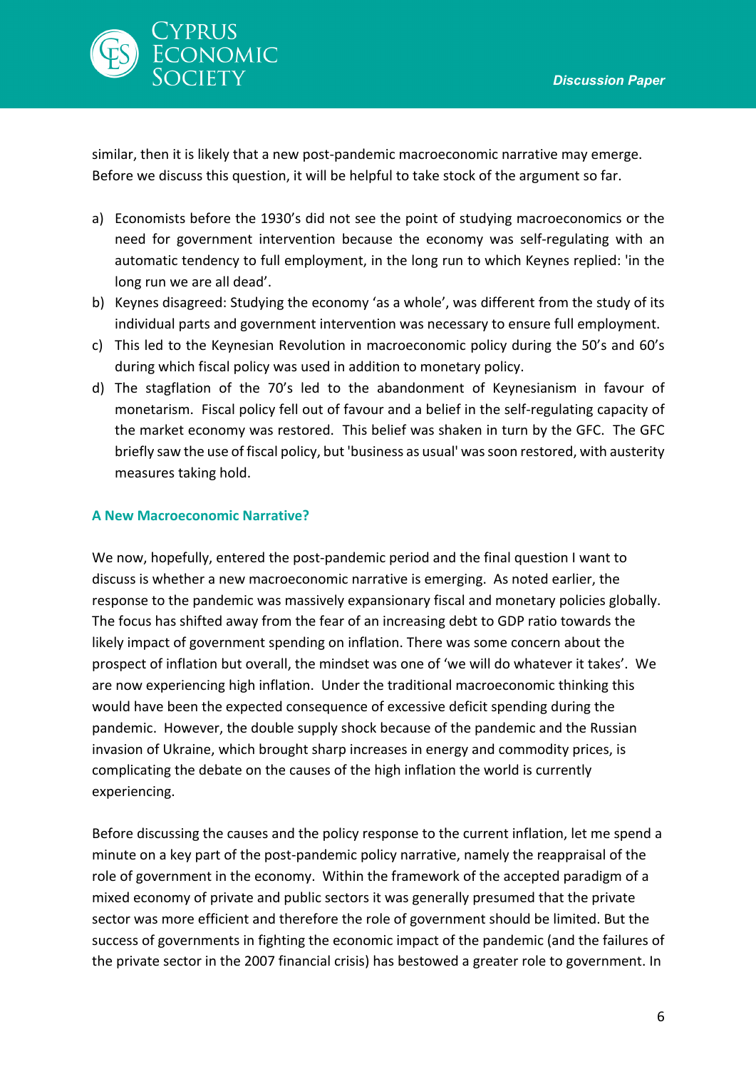similar, then it is likely that a new post-pandemic macroeconomic narrative may emerge. Before we discuss this question, it will be helpful to take stock of the argument so far.

a) Economists before the 1930's did not see the point of studying macroeconomics or the need for government intervention because the economy was self-regulating with an automatic tendency to full employment, in the long run to which Keynes replied: 'in the long run we are all dead'.
b) Keynes disagreed: Studying the economy 'as a whole', was different from the study of its individual parts and government intervention was necessary to ensure full employment.
c) This led to the Keynesian Revolution in macroeconomic policy during the 50's and 60's during which fiscal policy was used in addition to monetary policy.
d) The stagflation of the 70's led to the abandonment of Keynesianism in favour of monetarism. Fiscal policy fell out of favour and a belief in the self-regulating capacity of the market economy was restored. This belief was shaken in turn by the GFC. The GFC briefly saw the use of fiscal policy, but 'business as usual' was soon restored, with austerity measures taking hold.

### A New Macroeconomic Narrative?

We now, hopefully, entered the post-pandemic period and the final question I want to discuss is whether a new macroeconomic narrative is emerging. As noted earlier, the response to the pandemic was massively expansionary fiscal and monetary policies globally. The focus has shifted away from the fear of an increasing debt to GDP ratio towards the likely impact of government spending on inflation. There was some concern about the prospect of inflation but overall, the mindset was one of 'we will do whatever it takes'. We are now experiencing high inflation. Under the traditional macroeconomic thinking this would have been the expected consequence of excessive deficit spending during the pandemic. However, the double supply shock because of the pandemic and the Russian invasion of Ukraine, which brought sharp increases in energy and commodity prices, is complicating the debate on the causes of the high inflation the world is currently experiencing.

Before discussing the causes and the policy response to the current inflation, let me spend a minute on a key part of the post-pandemic policy narrative, namely the reappraisal of the role of government in the economy. Within the framework of the accepted paradigm of a mixed economy of private and public sectors it was generally presumed that the private sector was more efficient and therefore the role of government should be limited. But the success of governments in fighting the economic impact of the pandemic (and the failures of the private sector in the 2007 financial crisis) has bestowed a greater role to government. In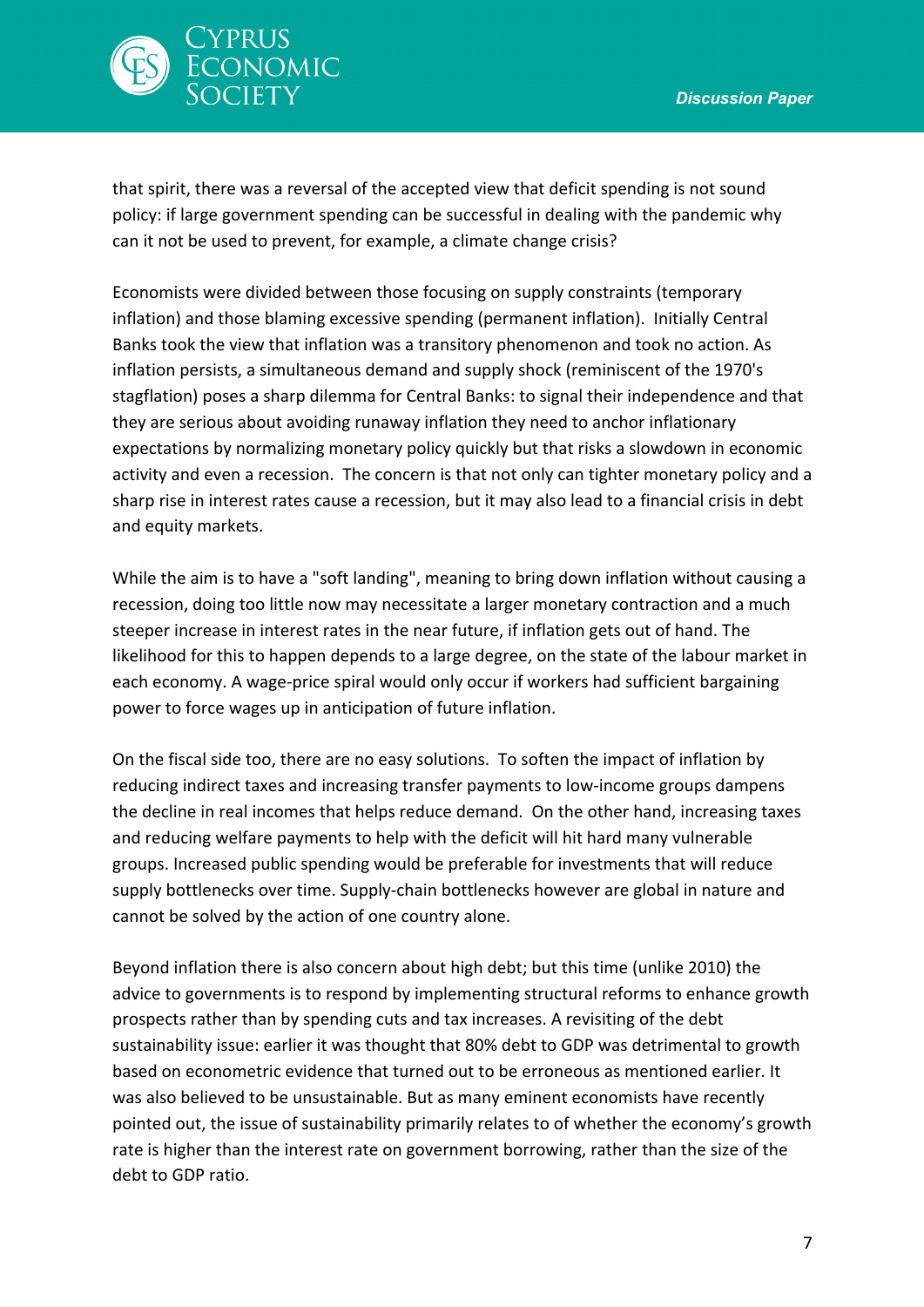that spirit, there was a reversal of the accepted view that deficit spending is not sound policy: if large government spending can be successful in dealing with the pandemic why can it not be used to prevent, for example, a climate change crisis?

Economists were divided between those focusing on supply constraints (temporary inflation) and those blaming excessive spending (permanent inflation). Initially Central Banks took the view that inflation was a transitory phenomenon and took no action. As inflation persists, a simultaneous demand and supply shock (reminiscent of the 1970's stagflation) poses a sharp dilemma for Central Banks: to signal their independence and that they are serious about avoiding runaway inflation they need to anchor inflationary expectations by normalizing monetary policy quickly but that risks a slowdown in economic activity and even a recession. The concern is that not only can tighter monetary policy and a sharp rise in interest rates cause a recession, but it may also lead to a financial crisis in debt and equity markets.

While the aim is to have a "soft landing", meaning to bring down inflation without causing a recession, doing too little now may necessitate a larger monetary contraction and a much steeper increase in interest rates in the near future, if inflation gets out of hand. The likelihood for this to happen depends to a large degree, on the state of the labour market in each economy. A wage-price spiral would only occur if workers had sufficient bargaining power to force wages up in anticipation of future inflation.

On the fiscal side too, there are no easy solutions. To soften the impact of inflation by reducing indirect taxes and increasing transfer payments to low-income groups dampens the decline in real incomes that helps reduce demand. On the other hand, increasing taxes and reducing welfare payments to help with the deficit will hit hard many vulnerable groups. Increased public spending would be preferable for investments that will reduce supply bottlenecks over time. Supply-chain bottlenecks however are global in nature and cannot be solved by the action of one country alone.

Beyond inflation there is also concern about high debt; but this time (unlike 2010) the advice to governments is to respond by implementing structural reforms to enhance growth prospects rather than by spending cuts and tax increases. A revisiting of the debt sustainability issue: earlier it was thought that 80% debt to GDP was detrimental to growth based on econometric evidence that turned out to be erroneous as mentioned earlier. It was also believed to be unsustainable. But as many eminent economists have recently pointed out, the issue of sustainability primarily relates to of whether the economy's growth rate is higher than the interest rate on government borrowing, rather than the size of the debt to GDP ratio.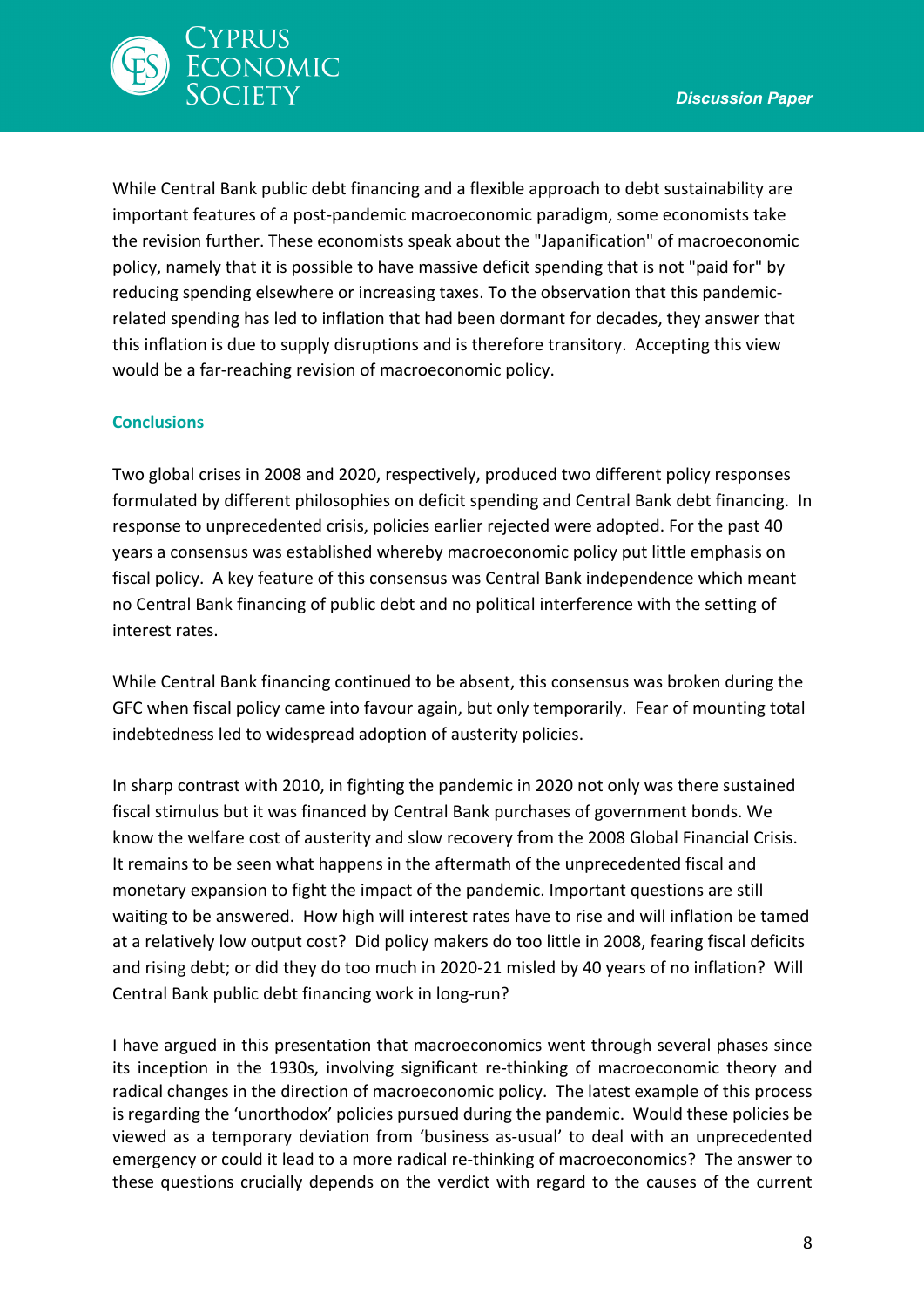While Central Bank public debt financing and a flexible approach to debt sustainability are important features of a post-pandemic macroeconomic paradigm, some economists take the revision further. These economists speak about the "Japanification" of macroeconomic policy, namely that it is possible to have massive deficit spending that is not "paid for" by reducing spending elsewhere or increasing taxes. To the observation that this pandemic-related spending has led to inflation that had been dormant for decades, they answer that this inflation is due to supply disruptions and is therefore transitory. Accepting this view would be a far-reaching revision of macroeconomic policy.

## Conclusions

Two global crises in 2008 and 2020, respectively, produced two different policy responses formulated by different philosophies on deficit spending and Central Bank debt financing. In response to unprecedented crisis, policies earlier rejected were adopted. For the past 40 years a consensus was established whereby macroeconomic policy put little emphasis on fiscal policy. A key feature of this consensus was Central Bank independence which meant no Central Bank financing of public debt and no political interference with the setting of interest rates.

While Central Bank financing continued to be absent, this consensus was broken during the GFC when fiscal policy came into favour again, but only temporarily. Fear of mounting total indebtedness led to widespread adoption of austerity policies.

In sharp contrast with 2010, in fighting the pandemic in 2020 not only was there sustained fiscal stimulus but it was financed by Central Bank purchases of government bonds. We know the welfare cost of austerity and slow recovery from the 2008 Global Financial Crisis. It remains to be seen what happens in the aftermath of the unprecedented fiscal and monetary expansion to fight the impact of the pandemic. Important questions are still waiting to be answered. How high will interest rates have to rise and will inflation be tamed at a relatively low output cost? Did policy makers do too little in 2008, fearing fiscal deficits and rising debt; or did they do too much in 2020-21 misled by 40 years of no inflation? Will Central Bank public debt financing work in long-run?

I have argued in this presentation that macroeconomics went through several phases since its inception in the 1930s, involving significant re-thinking of macroeconomic theory and radical changes in the direction of macroeconomic policy. The latest example of this process is regarding the 'unorthodox' policies pursued during the pandemic. Would these policies be viewed as a temporary deviation from 'business as-usual' to deal with an unprecedented emergency or could it lead to a more radical re-thinking of macroeconomics? The answer to these questions crucially depends on the verdict with regard to the causes of the current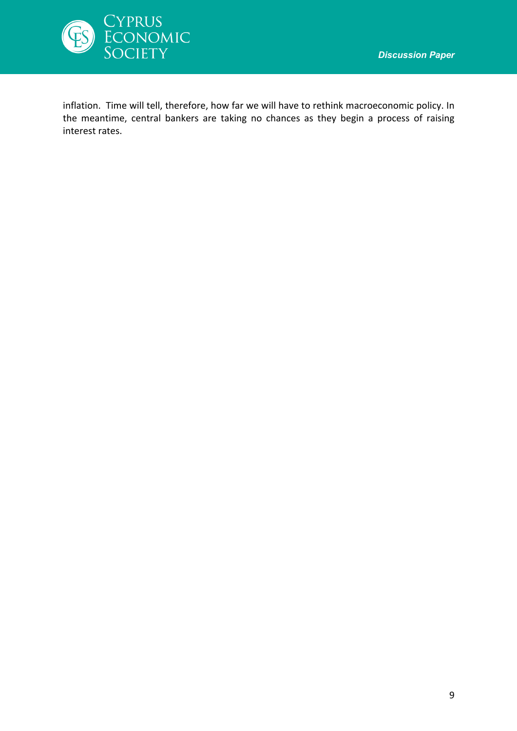inflation. Time will tell, therefore, how far we will have to rethink macroeconomic policy. In the meantime, central bankers are taking no chances as they begin a process of raising interest rates.